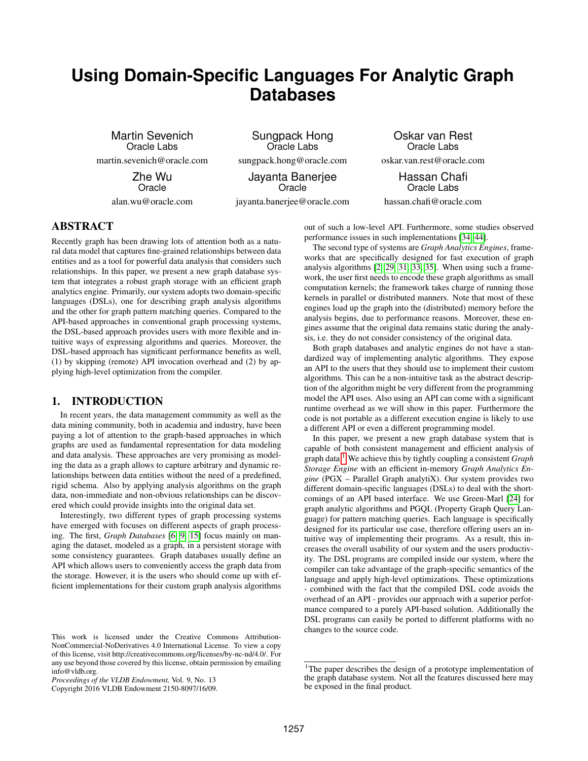# Using Domain-Specific Languages For Analytic Graph Databases

Martin Sevenich
Oracle Labs
martin.sevenich@oracle.com

Sungpack Hong
Oracle Labs
sungpack.hong@oracle.com

Oskar van Rest
Oracle Labs
oskar.van.rest@oracle.com

Zhe Wu
Oracle
alan.wu@oracle.com

Jayanta Banerjee
Oracle
jayanta.banerjee@oracle.com

Hassan Chafi
Oracle Labs
hassan.chafi@oracle.com

## ABSTRACT

Recently graph has been drawing lots of attention both as a natural data model that captures fine-grained relationships between data entities and as a tool for powerful data analysis that considers such relationships. In this paper, we present a new graph database system that integrates a robust graph storage with an efficient graph analytics engine. Primarily, our system adopts two domain-specific languages (DSLs), one for describing graph analysis algorithms and the other for graph pattern matching queries. Compared to the API-based approaches in conventional graph processing systems, the DSL-based approach provides users with more flexible and intuitive ways of expressing algorithms and queries. Moreover, the DSL-based approach has significant performance benefits as well, (1) by skipping (remote) API invocation overhead and (2) by applying high-level optimization from the compiler.

## 1. INTRODUCTION

In recent years, the data management community as well as the data mining community, both in academia and industry, have been paying a lot of attention to the graph-based approaches in which graphs are used as fundamental representation for data modeling and data analysis. These approaches are very promising as modeling the data as a graph allows to capture arbitrary and dynamic relationships between data entities without the need of a predefined, rigid schema. Also by applying analysis algorithms on the graph data, non-immediate and non-obvious relationships can be discovered which could provide insights into the original data set.

Interestingly, two different types of graph processing systems have emerged with focuses on different aspects of graph processing. The first, *Graph Databases* [6, 9, 15] focus mainly on managing the dataset, modeled as a graph, in a persistent storage with some consistency guarantees. Graph databases usually define an API which allows users to conveniently access the graph data from the storage. However, it is the users who should come up with efficient implementations for their custom graph analysis algorithms out of such a low-level API. Furthermore, some studies observed performance issues in such implementations [34, 44].

The second type of systems are *Graph Analytics Engines*, frameworks that are specifically designed for fast execution of graph analysis algorithms [2, 29, 31, 33, 35]. When using such a framework, the user first needs to encode these graph algorithms as small computation kernels; the framework takes charge of running those kernels in parallel or distributed manners. Note that most of these engines load up the graph into the (distributed) memory before the analysis begins, due to performance reasons. Moreover, these engines assume that the original data remains static during the analysis, i.e. they do not consider consistency of the original data.

Both graph databases and analytic engines do not have a standardized way of implementing analytic algorithms. They expose an API to the users that they should use to implement their custom algorithms. This can be a non-intuitive task as the abstract description of the algorithm might be very different from the programming model the API uses. Also using an API can come with a significant runtime overhead as we will show in this paper. Furthermore the code is not portable as a different execution engine is likely to use a different API or even a different programming model.

In this paper, we present a new graph database system that is capable of both consistent management and efficient analysis of graph data.[1] We achieve this by tightly coupling a consistent *Graph Storage Engine* with an efficient in-memory *Graph Analytics Engine* (PGX – Parallel Graph analytiX). Our system provides two different domain-specific languages (DSLs) to deal with the shortcomings of an API based interface. We use Green-Marl [24] for graph analytic algorithms and PGQL (Property Graph Query Language) for pattern matching queries. Each language is specifically designed for its particular use case, therefore offering users an intuitive way of implementing their programs. As a result, this increases the overall usability of our system and the users productivity. The DSL programs are compiled inside our system, where the compiler can take advantage of the graph-specific semantics of the language and apply high-level optimizations. These optimizations - combined with the fact that the compiled DSL code avoids the overhead of an API - provides our approach with a superior performance compared to a purely API-based solution. Additionally the DSL programs can easily be ported to different platforms with no changes to the source code.

[1] The paper describes the design of a prototype implementation of the graph database system. Not all the features discussed here may be exposed in the final product.

This work is licensed under the Creative Commons Attribution-NonCommercial-NoDerivatives 4.0 International License. To view a copy of this license, visit http://creativecommons.org/licenses/by-nc-nd/4.0/. For any use beyond those covered by this license, obtain permission by emailing info@vldb.org.
*Proceedings of the VLDB Endowment,* Vol. 9, No. 13
Copyright 2016 VLDB Endowment 2150-8097/16/09.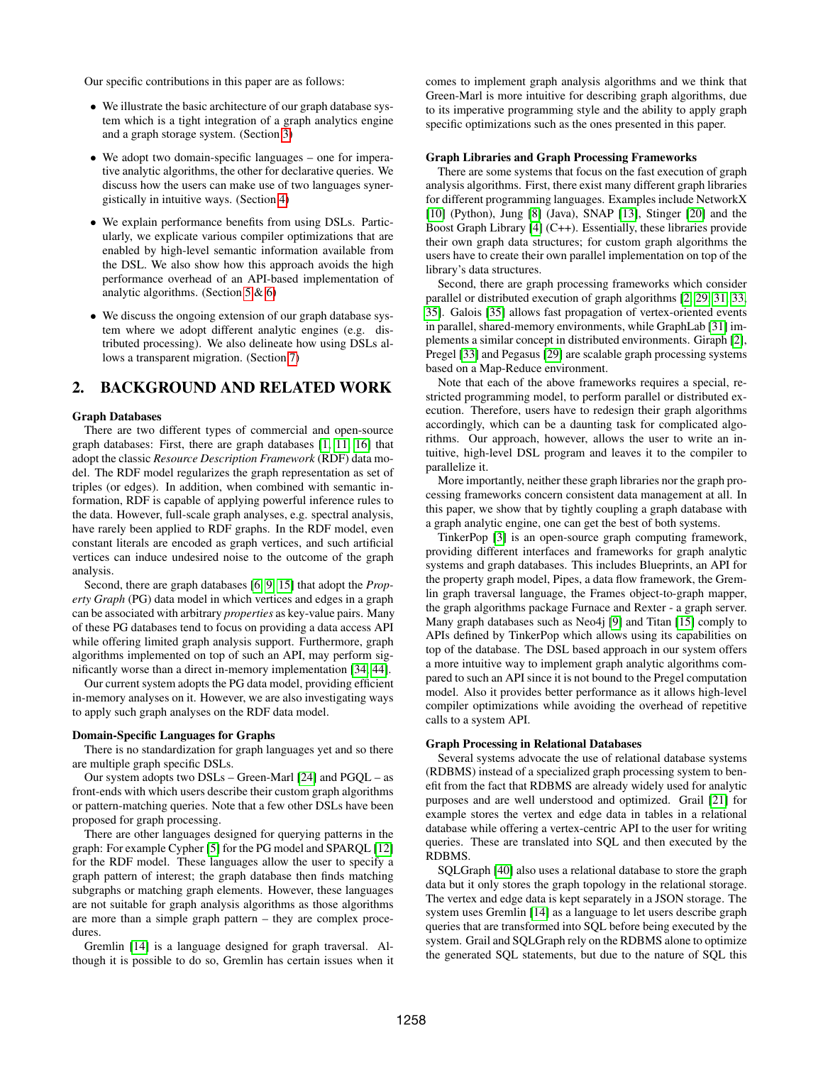Our specific contributions in this paper are as follows:

- We illustrate the basic architecture of our graph database system which is a tight integration of a graph analytics engine and a graph storage system. (Section 3)
- We adopt two domain-specific languages – one for imperative analytic algorithms, the other for declarative queries. We discuss how the users can make use of two languages synergistically in intuitive ways. (Section 4)
- We explain performance benefits from using DSLs. Particularly, we explicate various compiler optimizations that are enabled by high-level semantic information available from the DSL. We also show how this approach avoids the high performance overhead of an API-based implementation of analytic algorithms. (Section 5 & 6)
- We discuss the ongoing extension of our graph database system where we adopt different analytic engines (e.g. distributed processing). We also delineate how using DSLs allows a transparent migration. (Section 7)

## 2. BACKGROUND AND RELATED WORK

**Graph Databases**

There are two different types of commercial and open-source graph databases: First, there are graph databases [1, 11, 16] that adopt the classic *Resource Description Framework* (RDF) data model. The RDF model regularizes the graph representation as set of triples (or edges). In addition, when combined with semantic information, RDF is capable of applying powerful inference rules to the data. However, full-scale graph analyses, e.g. spectral analysis, have rarely been applied to RDF graphs. In the RDF model, even constant literals are encoded as graph vertices, and such artificial vertices can induce undesired noise to the outcome of the graph analysis.

Second, there are graph databases [6, 9, 15] that adopt the *Property Graph* (PG) data model in which vertices and edges in a graph can be associated with arbitrary *properties* as key-value pairs. Many of these PG databases tend to focus on providing a data access API while offering limited graph analysis support. Furthermore, graph algorithms implemented on top of such an API, may perform significantly worse than a direct in-memory implementation [34, 44].

Our current system adopts the PG data model, providing efficient in-memory analyses on it. However, we are also investigating ways to apply such graph analyses on the RDF data model.

**Domain-Specific Languages for Graphs**

There is no standardization for graph languages yet and so there are multiple graph specific DSLs.

Our system adopts two DSLs – Green-Marl [24] and PGQL – as front-ends with which users describe their custom graph algorithms or pattern-matching queries. Note that a few other DSLs have been proposed for graph processing.

There are other languages designed for querying patterns in the graph: For example Cypher [5] for the PG model and SPARQL [12] for the RDF model. These languages allow the user to specify a graph pattern of interest; the graph database then finds matching subgraphs or matching graph elements. However, these languages are not suitable for graph analysis algorithms as those algorithms are more than a simple graph pattern – they are complex procedures.

Gremlin [14] is a language designed for graph traversal. Although it is possible to do so, Gremlin has certain issues when it comes to implement graph analysis algorithms and we think that Green-Marl is more intuitive for describing graph algorithms, due to its imperative programming style and the ability to apply graph specific optimizations such as the ones presented in this paper.

**Graph Libraries and Graph Processing Frameworks**

There are some systems that focus on the fast execution of graph analysis algorithms. First, there exist many different graph libraries for different programming languages. Examples include NetworkX [10] (Python), Jung [8] (Java), SNAP [13], Stinger [20] and the Boost Graph Library [4] (C++). Essentially, these libraries provide their own graph data structures; for custom graph algorithms the users have to create their own parallel implementation on top of the library's data structures.

Second, there are graph processing frameworks which consider parallel or distributed execution of graph algorithms [2, 29, 31, 33, 35]. Galois [35] allows fast propagation of vertex-oriented events in parallel, shared-memory environments, while GraphLab [31] implements a similar concept in distributed environments. Giraph [2], Pregel [33] and Pegasus [29] are scalable graph processing systems based on a Map-Reduce environment.

Note that each of the above frameworks requires a special, restricted programming model, to perform parallel or distributed execution. Therefore, users have to redesign their graph algorithms accordingly, which can be a daunting task for complicated algorithms. Our approach, however, allows the user to write an intuitive, high-level DSL program and leaves it to the compiler to parallelize it.

More importantly, neither these graph libraries nor the graph processing frameworks concern consistent data management at all. In this paper, we show that by tightly coupling a graph database with a graph analytic engine, one can get the best of both systems.

TinkerPop [3] is an open-source graph computing framework, providing different interfaces and frameworks for graph analytic systems and graph databases. This includes Blueprints, an API for the property graph model, Pipes, a data flow framework, the Gremlin graph traversal language, the Frames object-to-graph mapper, the graph algorithms package Furnace and Rexter - a graph server. Many graph databases such as Neo4j [9] and Titan [15] comply to APIs defined by TinkerPop which allows using its capabilities on top of the database. The DSL based approach in our system offers a more intuitive way to implement graph analytic algorithms compared to such an API since it is not bound to the Pregel computation model. Also it provides better performance as it allows high-level compiler optimizations while avoiding the overhead of repetitive calls to a system API.

**Graph Processing in Relational Databases**

Several systems advocate the use of relational database systems (RDBMS) instead of a specialized graph processing system to benefit from the fact that RDBMS are already widely used for analytic purposes and are well understood and optimized. Grail [21] for example stores the vertex and edge data in tables in a relational database while offering a vertex-centric API to the user for writing queries. These are translated into SQL and then executed by the RDBMS.

SQLGraph [40] also uses a relational database to store the graph data but it only stores the graph topology in the relational storage. The vertex and edge data is kept separately in a JSON storage. The system uses Gremlin [14] as a language to let users describe graph queries that are transformed into SQL before being executed by the system. Grail and SQLGraph rely on the RDBMS alone to optimize the generated SQL statements, but due to the nature of SQL this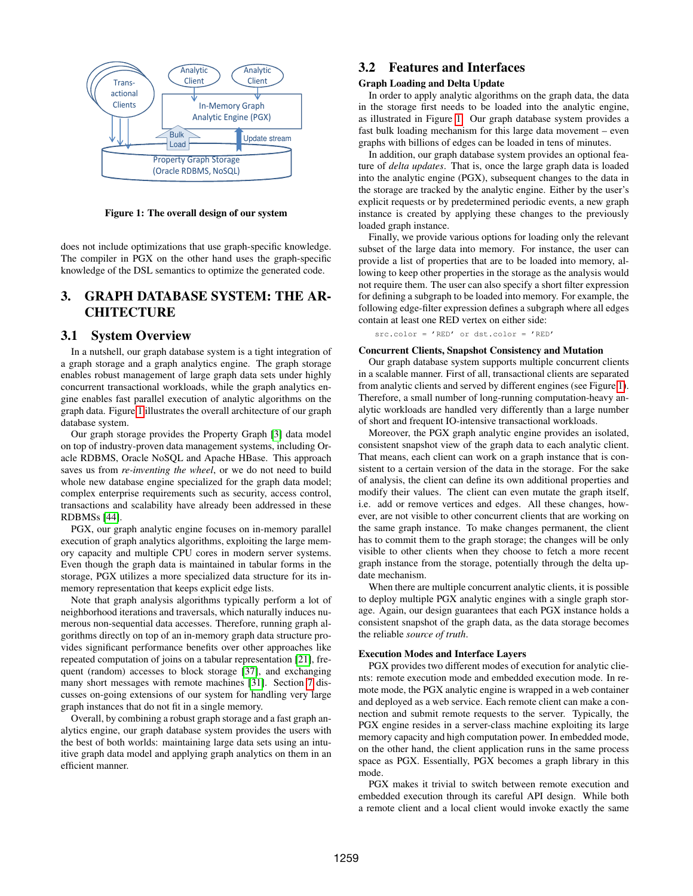Figure 1: The overall design of our system

does not include optimizations that use graph-specific knowledge. The compiler in PGX on the other hand uses the graph-specific knowledge of the DSL semantics to optimize the generated code.

# 3. GRAPH DATABASE SYSTEM: THE ARCHITECTURE

## 3.1 System Overview

In a nutshell, our graph database system is a tight integration of a graph storage and a graph analytics engine. The graph storage enables robust management of large graph data sets under highly concurrent transactional workloads, while the graph analytics engine enables fast parallel execution of analytic algorithms on the graph data. Figure 1 illustrates the overall architecture of our graph database system.

Our graph storage provides the Property Graph [3] data model on top of industry-proven data management systems, including Oracle RDBMS, Oracle NoSQL and Apache HBase. This approach saves us from *re-inventing the wheel*, or we do not need to build whole new database engine specialized for the graph data model; complex enterprise requirements such as security, access control, transactions and scalability have already been addressed in these RDBMSs [44].

PGX, our graph analytic engine focuses on in-memory parallel execution of graph analytics algorithms, exploiting the large memory capacity and multiple CPU cores in modern server systems. Even though the graph data is maintained in tabular forms in the storage, PGX utilizes a more specialized data structure for its in-memory representation that keeps explicit edge lists.

Note that graph analysis algorithms typically perform a lot of neighborhood iterations and traversals, which naturally induces numerous non-sequential data accesses. Therefore, running graph algorithms directly on top of an in-memory graph data structure provides significant performance benefits over other approaches like repeated computation of joins on a tabular representation [21], frequent (random) accesses to block storage [37], and exchanging many short messages with remote machines [31]. Section 7 discusses on-going extensions of our system for handling very large graph instances that do not fit in a single memory.

Overall, by combining a robust graph storage and a fast graph analytics engine, our graph database system provides the users with the best of both worlds: maintaining large data sets using an intuitive graph data model and applying graph analytics on them in an efficient manner.

## 3.2 Features and Interfaces

**Graph Loading and Delta Update**

In order to apply analytic algorithms on the graph data, the data in the storage first needs to be loaded into the analytic engine, as illustrated in Figure 1. Our graph database system provides a fast bulk loading mechanism for this large data movement – even graphs with billions of edges can be loaded in tens of minutes.

In addition, our graph database system provides an optional feature of *delta updates*. That is, once the large graph data is loaded into the analytic engine (PGX), subsequent changes to the data in the storage are tracked by the analytic engine. Either by the user's explicit requests or by predetermined periodic events, a new graph instance is created by applying these changes to the previously loaded graph instance.

Finally, we provide various options for loading only the relevant subset of the large data into memory. For instance, the user can provide a list of properties that are to be loaded into memory, allowing to keep other properties in the storage as the analysis would not require them. The user can also specify a short filter expression for defining a subgraph to be loaded into memory. For example, the following edge-filter expression defines a subgraph where all edges contain at least one RED vertex on either side:

```
src.color = 'RED' or dst.color = 'RED'
```

**Concurrent Clients, Snapshot Consistency and Mutation**

Our graph database system supports multiple concurrent clients in a scalable manner. First of all, transactional clients are separated from analytic clients and served by different engines (see Figure 1). Therefore, a small number of long-running computation-heavy analytic workloads are handled very differently than a large number of short and frequent IO-intensive transactional workloads.

Moreover, the PGX graph analytic engine provides an isolated, consistent snapshot view of the graph data to each analytic client. That means, each client can work on a graph instance that is consistent to a certain version of the data in the storage. For the sake of analysis, the client can define its own additional properties and modify their values. The client can even mutate the graph itself, i.e. add or remove vertices and edges. All these changes, however, are not visible to other concurrent clients that are working on the same graph instance. To make changes permanent, the client has to commit them to the graph storage; the changes will be only visible to other clients when they choose to fetch a more recent graph instance from the storage, potentially through the delta update mechanism.

When there are multiple concurrent analytic clients, it is possible to deploy multiple PGX analytic engines with a single graph storage. Again, our design guarantees that each PGX instance holds a consistent snapshot of the graph data, as the data storage becomes the reliable *source of truth*.

**Execution Modes and Interface Layers**

PGX provides two different modes of execution for analytic clients: remote execution mode and embedded execution mode. In remote mode, the PGX analytic engine is wrapped in a web container and deployed as a web service. Each remote client can make a connection and submit remote requests to the server. Typically, the PGX engine resides in a server-class machine exploiting its large memory capacity and high computation power. In embedded mode, on the other hand, the client application runs in the same process space as PGX. Essentially, PGX becomes a graph library in this mode.

PGX makes it trivial to switch between remote execution and embedded execution through its careful API design. While both a remote client and a local client would invoke exactly the same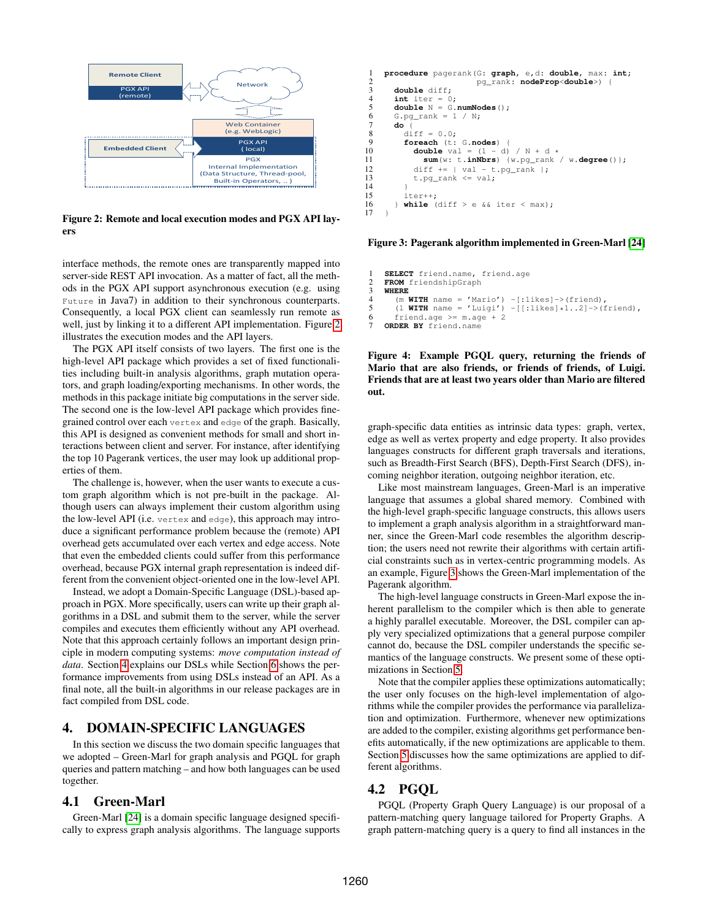Remote Client

PGX API (remote)

Network

Web Container (e.g. WebLogic)

Embedded Client

PGX API ( local)

PGX

Internal Implementation (Data Structure, Thread-pool, Built-in Operators, .. )

**Figure 2: Remote and local execution modes and PGX API layers**

interface methods, the remote ones are transparently mapped into server-side REST API invocation. As a matter of fact, all the methods in the PGX API support asynchronous execution (e.g. using `Future` in Java7) in addition to their synchronous counterparts. Consequently, a local PGX client can seamlessly run remote as well, just by linking it to a different API implementation. Figure 2 illustrates the execution modes and the API layers.

The PGX API itself consists of two layers. The first one is the high-level API package which provides a set of fixed functionalities including built-in analysis algorithms, graph mutation operators, and graph loading/exporting mechanisms. In other words, the methods in this package initiate big computations in the server side. The second one is the low-level API package which provides fine-grained control over each `vertex` and `edge` of the graph. Basically, this API is designed as convenient methods for small and short interactions between client and server. For instance, after identifying the top 10 Pagerank vertices, the user may look up additional properties of them.

The challenge is, however, when the user wants to execute a custom graph algorithm which is not pre-built in the package. Although users can always implement their custom algorithm using the low-level API (i.e. `vertex` and `edge`), this approach may introduce a significant performance problem because the (remote) API overhead gets accumulated over each vertex and edge access. Note that even the embedded clients could suffer from this performance overhead, because PGX internal graph representation is indeed different from the convenient object-oriented one in the low-level API.

Instead, we adopt a Domain-Specific Language (DSL)-based approach in PGX. More specifically, users can write up their graph algorithms in a DSL and submit them to the server, while the server compiles and executes them efficiently without any API overhead. Note that this approach certainly follows an important design principle in modern computing systems: *move computation instead of data*. Section 4 explains our DSLs while Section 6 shows the performance improvements from using DSLs instead of an API. As a final note, all the built-in algorithms in our release packages are in fact compiled from DSL code.

## 4. DOMAIN-SPECIFIC LANGUAGES

In this section we discuss the two domain specific languages that we adopted – Green-Marl for graph analysis and PGQL for graph queries and pattern matching – and how both languages can be used together.

### 4.1 Green-Marl

Green-Marl [24] is a domain specific language designed specifically to express graph analysis algorithms. The language supports graph-specific data entities as intrinsic data types: graph, vertex, edge as well as vertex property and edge property. It also provides languages constructs for different graph traversals and iterations, such as Breadth-First Search (BFS), Depth-First Search (DFS), incoming neighbor iteration, outgoing neighbor iteration, etc.

```
1   procedure pagerank(G: graph, e,d: double, max: int;
2                      pg_rank: nodeProp<double>) {
3     double diff;
4     int iter = 0;
5     double N = G.numNodes();
6     G.pg_rank = 1 / N;
7     do {
8       diff = 0.0;
9       foreach (t: G.nodes) {
10        double val = (1 - d) / N + d *
11           sum(w: t.inNbrs) {w.pg_rank / w.degree()};
12        diff += | val - t.pg_rank |;
13        t.pg_rank <= val;
14      }
15      iter++;
16    } while (diff > e && iter < max);
17  }
```

**Figure 3: Pagerank algorithm implemented in Green-Marl [24]**

```
1   SELECT friend.name, friend.age
2   FROM friendshipGraph
3   WHERE
4     (m WITH name = 'Mario') -[:likes]->(friend),
5     (l WITH name = 'Luigi') -[[:likes]*1..2]->(friend),
6     friend.age >= m.age + 2
7   ORDER BY friend.name
```

**Figure 4: Example PGQL query, returning the friends of Mario that are also friends, or friends of friends, of Luigi. Friends that are at least two years older than Mario are filtered out.**

Like most mainstream languages, Green-Marl is an imperative language that assumes a global shared memory. Combined with the high-level graph-specific language constructs, this allows users to implement a graph analysis algorithm in a straightforward manner, since the Green-Marl code resembles the algorithm description; the users need not rewrite their algorithms with certain artificial constraints such as in vertex-centric programming models. As an example, Figure 3 shows the Green-Marl implementation of the Pagerank algorithm.

The high-level language constructs in Green-Marl expose the inherent parallelism to the compiler which is then able to generate a highly parallel executable. Moreover, the DSL compiler can apply very specialized optimizations that a general purpose compiler cannot do, because the DSL compiler understands the specific semantics of the language constructs. We present some of these optimizations in Section 5.

Note that the compiler applies these optimizations automatically; the user only focuses on the high-level implementation of algorithms while the compiler provides the performance via parallelization and optimization. Furthermore, whenever new optimizations are added to the compiler, existing algorithms get performance benefits automatically, if the new optimizations are applicable to them. Section 5 discusses how the same optimizations are applied to different algorithms.

### 4.2 PGQL

PGQL (Property Graph Query Language) is our proposal of a pattern-matching query language tailored for Property Graphs. A graph pattern-matching query is a query to find all instances in the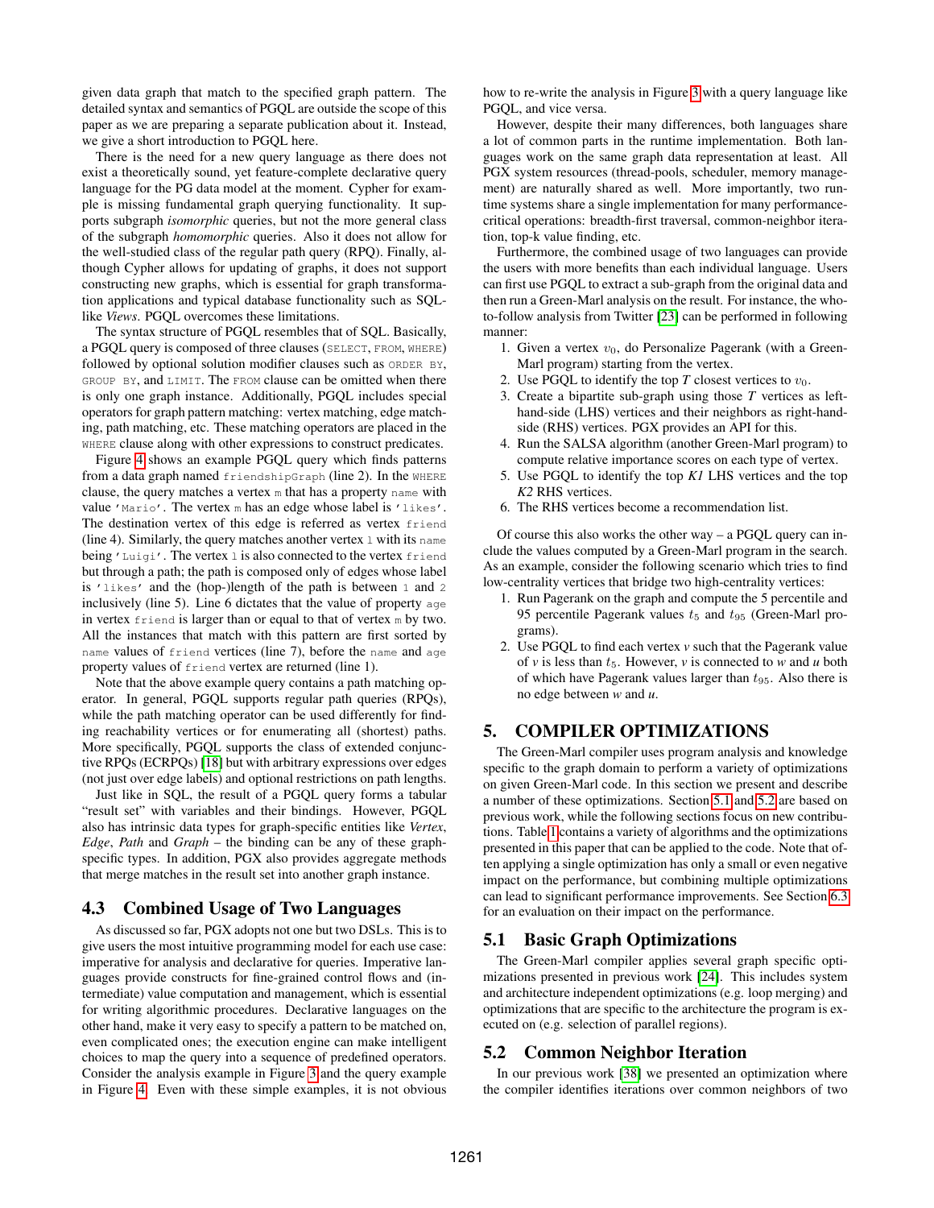given data graph that match to the specified graph pattern. The detailed syntax and semantics of PGQL are outside the scope of this paper as we are preparing a separate publication about it. Instead, we give a short introduction to PGQL here.

There is the need for a new query language as there does not exist a theoretically sound, yet feature-complete declarative query language for the PG data model at the moment. Cypher for example is missing fundamental graph querying functionality. It supports subgraph *isomorphic* queries, but not the more general class of the subgraph *homomorphic* queries. Also it does not allow for the well-studied class of the regular path query (RPQ). Finally, although Cypher allows for updating of graphs, it does not support constructing new graphs, which is essential for graph transformation applications and typical database functionality such as SQL-like *Views*. PGQL overcomes these limitations.

The syntax structure of PGQL resembles that of SQL. Basically, a PGQL query is composed of three clauses (`SELECT`, `FROM`, `WHERE`) followed by optional solution modifier clauses such as `ORDER BY`, `GROUP BY`, and `LIMIT`. The `FROM` clause can be omitted when there is only one graph instance. Additionally, PGQL includes special operators for graph pattern matching: vertex matching, edge matching, path matching, etc. These matching operators are placed in the `WHERE` clause along with other expressions to construct predicates.

Figure 4 shows an example PGQL query which finds patterns from a data graph named `friendshipGraph` (line 2). In the `WHERE` clause, the query matches a vertex `m` that has a property `name` with value `'Mario'`. The vertex `m` has an edge whose label is `'likes'`. The destination vertex of this edge is referred as vertex `friend` (line 4). Similarly, the query matches another vertex `l` with its `name` being `'Luigi'`. The vertex `l` is also connected to the vertex `friend` but through a path; the path is composed only of edges whose label is `'likes'` and the (hop-)length of the path is between `1` and `2` inclusively (line 5). Line 6 dictates that the value of property `age` in vertex `friend` is larger than or equal to that of vertex `m` by two. All the instances that match with this pattern are first sorted by `name` values of `friend` vertices (line 7), before the `name` and `age` property values of `friend` vertex are returned (line 1).

Note that the above example query contains a path matching operator. In general, PGQL supports regular path queries (RPQs), while the path matching operator can be used differently for finding reachability vertices or for enumerating all (shortest) paths. More specifically, PGQL supports the class of extended conjunctive RPQs (ECRPQs) [18] but with arbitrary expressions over edges (not just over edge labels) and optional restrictions on path lengths.

Just like in SQL, the result of a PGQL query forms a tabular "result set" with variables and their bindings. However, PGQL also has intrinsic data types for graph-specific entities like *Vertex*, *Edge*, *Path* and *Graph* – the binding can be any of these graph-specific types. In addition, PGX also provides aggregate methods that merge matches in the result set into another graph instance.

### 4.3 Combined Usage of Two Languages

As discussed so far, PGX adopts not one but two DSLs. This is to give users the most intuitive programming model for each use case: imperative for analysis and declarative for queries. Imperative languages provide constructs for fine-grained control flows and (intermediate) value computation and management, which is essential for writing algorithmic procedures. Declarative languages on the other hand, make it very easy to specify a pattern to be matched on, even complicated ones; the execution engine can make intelligent choices to map the query into a sequence of predefined operators. Consider the analysis example in Figure 3 and the query example in Figure 4. Even with these simple examples, it is not obvious how to re-write the analysis in Figure 3 with a query language like PGQL, and vice versa.

However, despite their many differences, both languages share a lot of common parts in the runtime implementation. Both languages work on the same graph data representation at least. All PGX system resources (thread-pools, scheduler, memory management) are naturally shared as well. More importantly, two runtime systems share a single implementation for many performance-critical operations: breadth-first traversal, common-neighbor iteration, top-k value finding, etc.

Furthermore, the combined usage of two languages can provide the users with more benefits than each individual language. Users can first use PGQL to extract a sub-graph from the original data and then run a Green-Marl analysis on the result. For instance, the who-to-follow analysis from Twitter [23] can be performed in following manner:

1. Given a vertex $v_0$, do Personalize Pagerank (with a Green-Marl program) starting from the vertex.
2. Use PGQL to identify the top *T* closest vertices to $v_0$.
3. Create a bipartite sub-graph using those *T* vertices as left-hand-side (LHS) vertices and their neighbors as right-hand-side (RHS) vertices. PGX provides an API for this.
4. Run the SALSA algorithm (another Green-Marl program) to compute relative importance scores on each type of vertex.
5. Use PGQL to identify the top *K1* LHS vertices and the top *K2* RHS vertices.
6. The RHS vertices become a recommendation list.

Of course this also works the other way – a PGQL query can include the values computed by a Green-Marl program in the search. As an example, consider the following scenario which tries to find low-centrality vertices that bridge two high-centrality vertices:

1. Run Pagerank on the graph and compute the 5 percentile and 95 percentile Pagerank values $t_5$ and $t_{95}$ (Green-Marl programs).
2. Use PGQL to find each vertex *v* such that the Pagerank value of *v* is less than $t_5$. However, *v* is connected to *w* and *u* both of which have Pagerank values larger than $t_{95}$. Also there is no edge between *w* and *u*.

## 5. COMPILER OPTIMIZATIONS

The Green-Marl compiler uses program analysis and knowledge specific to the graph domain to perform a variety of optimizations on given Green-Marl code. In this section we present and describe a number of these optimizations. Section 5.1 and 5.2 are based on previous work, while the following sections focus on new contributions. Table 1 contains a variety of algorithms and the optimizations presented in this paper that can be applied to the code. Note that often applying a single optimization has only a small or even negative impact on the performance, but combining multiple optimizations can lead to significant performance improvements. See Section 6.3 for an evaluation on their impact on the performance.

### 5.1 Basic Graph Optimizations

The Green-Marl compiler applies several graph specific optimizations presented in previous work [24]. This includes system and architecture independent optimizations (e.g. loop merging) and optimizations that are specific to the architecture the program is executed on (e.g. selection of parallel regions).

### 5.2 Common Neighbor Iteration

In our previous work [38] we presented an optimization where the compiler identifies iterations over common neighbors of two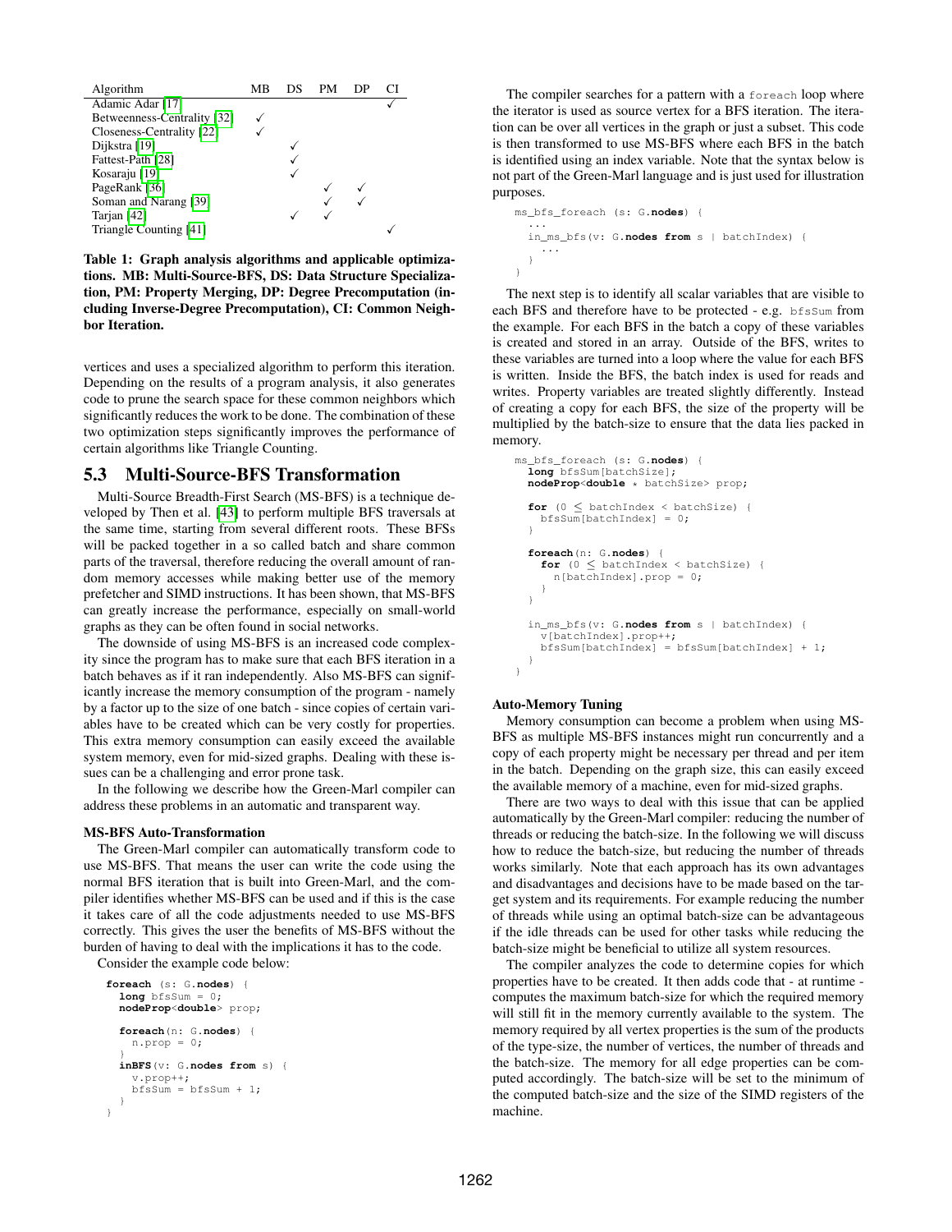| Algorithm | MB | DS | PM | DP | CI |
|---|---|---|---|---|---|
| Adamic Adar [17] | | | | | ✓ |
| Betweenness-Centrality [32] | ✓ | | | | |
| Closeness-Centrality [22] | ✓ | | | | |
| Dijkstra [19] | | ✓ | | | |
| Fattest-Path [28] | | ✓ | | | |
| Kosaraju [19] | | ✓ | | | |
| PageRank [36] | | | ✓ | ✓ | |
| Soman and Narang [39] | | | ✓ | ✓ | |
| Tarjan [42] | | ✓ | ✓ | | |
| Triangle Counting [41] | | | | | ✓ |

**Table 1: Graph analysis algorithms and applicable optimizations. MB: Multi-Source-BFS, DS: Data Structure Specialization, PM: Property Merging, DP: Degree Precomputation (including Inverse-Degree Precomputation), CI: Common Neighbor Iteration.**

vertices and uses a specialized algorithm to perform this iteration. Depending on the results of a program analysis, it also generates code to prune the search space for these common neighbors which significantly reduces the work to be done. The combination of these two optimization steps significantly improves the performance of certain algorithms like Triangle Counting.

## 5.3 Multi-Source-BFS Transformation

Multi-Source Breadth-First Search (MS-BFS) is a technique developed by Then et al. [43] to perform multiple BFS traversals at the same time, starting from several different roots. These BFSs will be packed together in a so called batch and share common parts of the traversal, therefore reducing the overall amount of random memory accesses while making better use of the memory prefetcher and SIMD instructions. It has been shown, that MS-BFS can greatly increase the performance, especially on small-world graphs as they can be often found in social networks.

The downside of using MS-BFS is an increased code complexity since the program has to make sure that each BFS iteration in a batch behaves as if it ran independently. Also MS-BFS can significantly increase the memory consumption of the program - namely by a factor up to the size of one batch - since copies of certain variables have to be created which can be very costly for properties. This extra memory consumption can easily exceed the available system memory, even for mid-sized graphs. Dealing with these issues can be a challenging and error prone task.

In the following we describe how the Green-Marl compiler can address these problems in an automatic and transparent way.

**MS-BFS Auto-Transformation**

The Green-Marl compiler can automatically transform code to use MS-BFS. That means the user can write the code using the normal BFS iteration that is built into Green-Marl, and the compiler identifies whether MS-BFS can be used and if this is the case it takes care of all the code adjustments needed to use MS-BFS correctly. This gives the user the benefits of MS-BFS without the burden of having to deal with the implications it has to the code.

Consider the example code below:

```
foreach (s: G.nodes) {
  long bfsSum = 0;
  nodeProp<double> prop;

  foreach(n: G.nodes) {
    n.prop = 0;
  }
  inBFS(v: G.nodes from s) {
    v.prop++;
    bfsSum = bfsSum + 1;
  }
}
```

The compiler searches for a pattern with a `foreach` loop where the iterator is used as source vertex for a BFS iteration. The iteration can be over all vertices in the graph or just a subset. This code is then transformed to use MS-BFS where each BFS in the batch is identified using an index variable. Note that the syntax below is not part of the Green-Marl language and is just used for illustration purposes.

```
ms_bfs_foreach (s: G.nodes) {
  ...
  in_ms_bfs(v: G.nodes from s | batchIndex) {
    ...
  }
}
```

The next step is to identify all scalar variables that are visible to each BFS and therefore have to be protected - e.g. `bfsSum` from the example. For each BFS in the batch a copy of these variables is created and stored in an array. Outside of the BFS, writes to these variables are turned into a loop where the value for each BFS is written. Inside the BFS, the batch index is used for reads and writes. Property variables are treated slightly differently. Instead of creating a copy for each BFS, the size of the property will be multiplied by the batch-size to ensure that the data lies packed in memory.

```
ms_bfs_foreach (s: G.nodes) {
  long bfsSum[batchSize];
  nodeProp<double * batchSize> prop;

  for (0 ≤ batchIndex < batchSize) {
    bfsSum[batchIndex] = 0;
  }

  foreach(n: G.nodes) {
    for (0 ≤ batchIndex < batchSize) {
      n[batchIndex].prop = 0;
    }
  }

  in_ms_bfs(v: G.nodes from s | batchIndex) {
    v[batchIndex].prop++;
    bfsSum[batchIndex] = bfsSum[batchIndex] + 1;
  }
}
```

**Auto-Memory Tuning**

Memory consumption can become a problem when using MS-BFS as multiple MS-BFS instances might run concurrently and a copy of each property might be necessary per thread and per item in the batch. Depending on the graph size, this can easily exceed the available memory of a machine, even for mid-sized graphs.

There are two ways to deal with this issue that can be applied automatically by the Green-Marl compiler: reducing the number of threads or reducing the batch-size. In the following we will discuss how to reduce the batch-size, but reducing the number of threads works similarly. Note that each approach has its own advantages and disadvantages and decisions have to be made based on the target system and its requirements. For example reducing the number of threads while using an optimal batch-size can be advantageous if the idle threads can be used for other tasks while reducing the batch-size might be beneficial to utilize all system resources.

The compiler analyzes the code to determine copies for which properties have to be created. It then adds code that - at runtime - computes the maximum batch-size for which the required memory will still fit in the memory currently available to the system. The memory required by all vertex properties is the sum of the products of the type-size, the number of vertices, the number of threads and the batch-size. The memory for all edge properties can be computed accordingly. The batch-size will be set to the minimum of the computed batch-size and the size of the SIMD registers of the machine.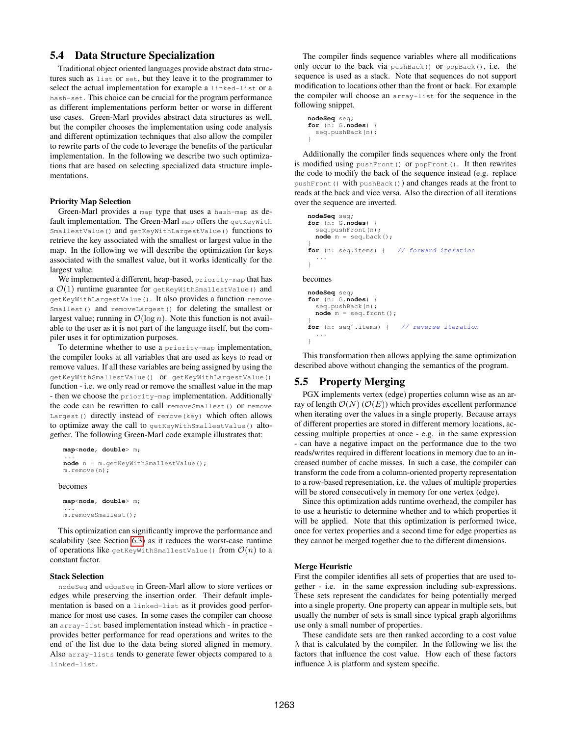## 5.4 Data Structure Specialization

Traditional object oriented languages provide abstract data structures such as `list` or `set`, but they leave it to the programmer to select the actual implementation for example a `linked-list` or a `hash-set`. This choice can be crucial for the program performance as different implementations perform better or worse in different use cases. Green-Marl provides abstract data structures as well, but the compiler chooses the implementation using code analysis and different optimization techniques that also allow the compiler to rewrite parts of the code to leverage the benefits of the particular implementation. In the following we describe two such optimizations that are based on selecting specialized data structure implementations.

**Priority Map Selection**

Green-Marl provides a `map` type that uses a `hash-map` as default implementation. The Green-Marl `map` offers the `getKeyWithSmallestValue()` and `getKeyWithLargestValue()` functions to retrieve the key associated with the smallest or largest value in the map. In the following we will describe the optimization for keys associated with the smallest value, but it works identically for the largest value.

We implemented a different, heap-based, `priority-map` that has a $\mathcal{O}(1)$ runtime guarantee for `getKeyWithSmallestValue()` and `getKeyWithLargestValue()`. It also provides a function `removeSmallest()` and `removeLargest()` for deleting the smallest or largest value; running in $\mathcal{O}(\log n)$. Note this function is not available to the user as it is not part of the language itself, but the compiler uses it for optimization purposes.

To determine whether to use a `priority-map` implementation, the compiler looks at all variables that are used as keys to read or remove values. If all these variables are being assigned by using the `getKeyWithSmallestValue()` or `getKeyWithLargestValue()` function - i.e. we only read or remove the smallest value in the map - then we choose the `priority-map` implementation. Additionally the code can be rewritten to call `removeSmallest()` or `removeLargest()` directly instead of `remove(key)` which often allows to optimize away the call to `getKeyWithSmallestValue()` altogether. The following Green-Marl code example illustrates that:

```
map<node, double> m;
...
node n = m.getKeyWithSmallestValue();
m.remove(n);
```

becomes

```
map<node, double> m;
...
m.removeSmallest();
```

This optimization can significantly improve the performance and scalability (see Section 6.3) as it reduces the worst-case runtime of operations like `getKeyWithSmallestValue()` from $\mathcal{O}(n)$ to a constant factor.

**Stack Selection**

`nodeSeq` and `edgeSeq` in Green-Marl allow to store vertices or edges while preserving the insertion order. Their default implementation is based on a `linked-list` as it provides good performance for most use cases. In some cases the compiler can choose an `array-list` based implementation instead which - in practice - provides better performance for read operations and writes to the end of the list due to the data being stored aligned in memory. Also `array-lists` tends to generate fewer objects compared to a `linked-list`.

The compiler finds sequence variables where all modifications only occur to the back via `pushBack()` or `popBack()`, i.e. the sequence is used as a stack. Note that sequences do not support modification to locations other than the front or back. For example the compiler will choose an `array-list` for the sequence in the following snippet.

```
nodeSeq seq;
for (n: G.nodes) {
  seq.pushBack(n);
}
```

Additionally the compiler finds sequences where only the front is modified using `pushFront()` or `popFront()`. It then rewrites the code to modify the back of the sequence instead (e.g. replace `pushFront()` with `pushBack()`) and changes reads at the front to reads at the back and vice versa. Also the direction of all iterations over the sequence are inverted.

```
nodeSeq seq;
for (n: G.nodes) {
  seq.pushFront(n);
  node m = seq.back();
}
for (n: seq.items) {   // forward iteration
  ...
}
```

becomes

```
nodeSeq seq;
for (n: G.nodes) {
  seq.pushBack(n);
  node m = seq.front();
}
for (n: seq^.items) {   // reverse iteration
  ...
}
```

This transformation then allows applying the same optimization described above without changing the semantics of the program.

## 5.5 Property Merging

PGX implements vertex (edge) properties column wise as an array of length $\mathcal{O}(N)$ ($\mathcal{O}(E)$) which provides excellent performance when iterating over the values in a single property. Because arrays of different properties are stored in different memory locations, accessing multiple properties at once - e.g. in the same expression - can have a negative impact on the performance due to the two reads/writes required in different locations in memory due to an increased number of cache misses. In such a case, the compiler can transform the code from a column-oriented property representation to a row-based representation, i.e. the values of multiple properties will be stored consecutively in memory for one vertex (edge).

Since this optimization adds runtime overhead, the compiler has to use a heuristic to determine whether and to which properties it will be applied. Note that this optimization is performed twice, once for vertex properties and a second time for edge properties as they cannot be merged together due to the different dimensions.

**Merge Heuristic**

First the compiler identifies all sets of properties that are used together - i.e. in the same expression including sub-expressions. These sets represent the candidates for being potentially merged into a single property. One property can appear in multiple sets, but usually the number of sets is small since typical graph algorithms use only a small number of properties.

These candidate sets are then ranked according to a cost value $\lambda$ that is calculated by the compiler. In the following we list the factors that influence the cost value. How each of these factors influence $\lambda$ is platform and system specific.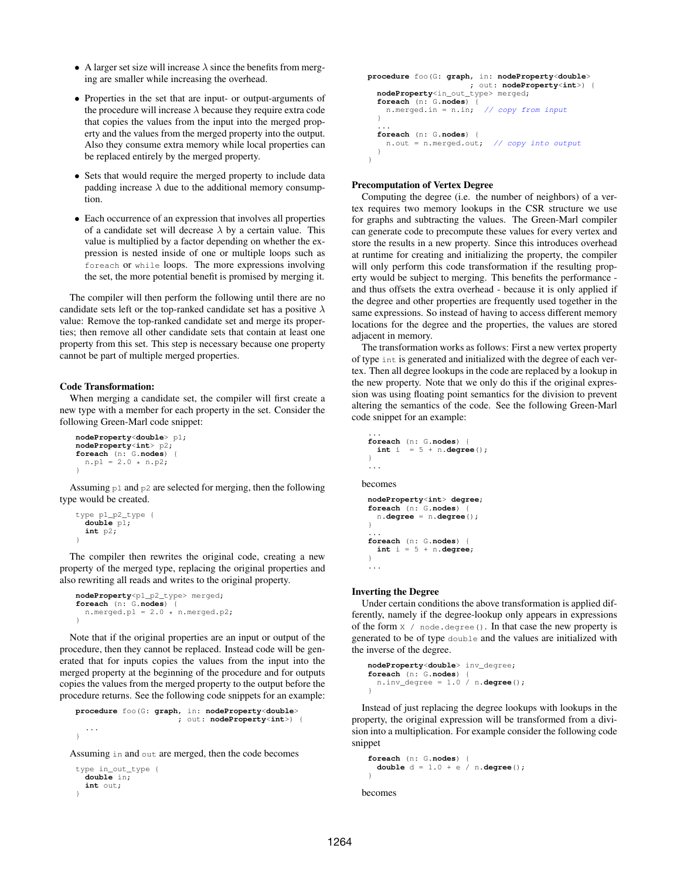- A larger set size will increase $\lambda$ since the benefits from merging are smaller while increasing the overhead.
- Properties in the set that are input- or output-arguments of the procedure will increase $\lambda$ because they require extra code that copies the values from the input into the merged property and the values from the merged property into the output. Also they consume extra memory while local properties can be replaced entirely by the merged property.
- Sets that would require the merged property to include data padding increase $\lambda$ due to the additional memory consumption.
- Each occurrence of an expression that involves all properties of a candidate set will decrease $\lambda$ by a certain value. This value is multiplied by a factor depending on whether the expression is nested inside of one or multiple loops such as `foreach` or `while` loops. The more expressions involving the set, the more potential benefit is promised by merging it.

The compiler will then perform the following until there are no candidate sets left or the top-ranked candidate set has a positive $\lambda$ value: Remove the top-ranked candidate set and merge its properties; then remove all other candidate sets that contain at least one property from this set. This step is necessary because one property cannot be part of multiple merged properties.

**Code Transformation:**

When merging a candidate set, the compiler will first create a new type with a member for each property in the set. Consider the following Green-Marl code snippet:

```
nodeProperty<double> p1;
nodeProperty<int> p2;
foreach (n: G.nodes) {
  n.p1 = 2.0 * n.p2;
}
```

Assuming `p1` and `p2` are selected for merging, then the following type would be created.

```
type p1_p2_type {
  double p1;
  int p2;
}
```

The compiler then rewrites the original code, creating a new property of the merged type, replacing the original properties and also rewriting all reads and writes to the original property.

```
nodeProperty<p1_p2_type> merged;
foreach (n: G.nodes) {
  n.merged.p1 = 2.0 * n.merged.p2;
}
```

Note that if the original properties are an input or output of the procedure, then they cannot be replaced. Instead code will be generated that for inputs copies the values from the input into the merged property at the beginning of the procedure and for outputs copies the values from the merged property to the output before the procedure returns. See the following code snippets for an example:

```
procedure foo(G: graph, in: nodeProperty<double>
                      ; out: nodeProperty<int>) {
  ...
}
```

Assuming `in` and `out` are merged, then the code becomes

```
type in_out_type {
  double in;
  int out;
}
```

```
procedure foo(G: graph, in: nodeProperty<double>
                      ; out: nodeProperty<int>) {
  nodeProperty<in_out_type> merged;
  foreach (n: G.nodes) {
    n.merged.in = n.in;  // copy from input
  }
  ...
  foreach (n: G.nodes) {
    n.out = n.merged.out;  // copy into output
  }
}
```

**Precomputation of Vertex Degree**

Computing the degree (i.e. the number of neighbors) of a vertex requires two memory lookups in the CSR structure we use for graphs and subtracting the values. The Green-Marl compiler can generate code to precompute these values for every vertex and store the results in a new property. Since this introduces overhead at runtime for creating and initializing the property, the compiler will only perform this code transformation if the resulting property would be subject to merging. This benefits the performance - and thus offsets the extra overhead - because it is only applied if the degree and other properties are frequently used together in the same expressions. So instead of having to access different memory locations for the degree and the properties, the values are stored adjacent in memory.

The transformation works as follows: First a new vertex property of type `int` is generated and initialized with the degree of each vertex. Then all degree lookups in the code are replaced by a lookup in the new property. Note that we only do this if the original expression was using floating point semantics for the division to prevent altering the semantics of the code. See the following Green-Marl code snippet for an example:

```
...
foreach (n: G.nodes) {
  int i  = 5 + n.degree();
}
...
```

becomes

```
nodeProperty<int> degree;
foreach (n: G.nodes) {
  n.degree = n.degree();
}
...
foreach (n: G.nodes) {
  int i = 5 + n.degree;
}
...
```

**Inverting the Degree**

Under certain conditions the above transformation is applied differently, namely if the degree-lookup only appears in expressions of the form `X / node.degree()`. In that case the new property is generated to be of type `double` and the values are initialized with the inverse of the degree.

```
nodeProperty<double> inv_degree;
foreach (n: G.nodes) {
  n.inv_degree = 1.0 / n.degree();
}
```

Instead of just replacing the degree lookups with lookups in the property, the original expression will be transformed from a division into a multiplication. For example consider the following code snippet

```
foreach (n: G.nodes) {
  double d = 1.0 + e / n.degree();
}
```

becomes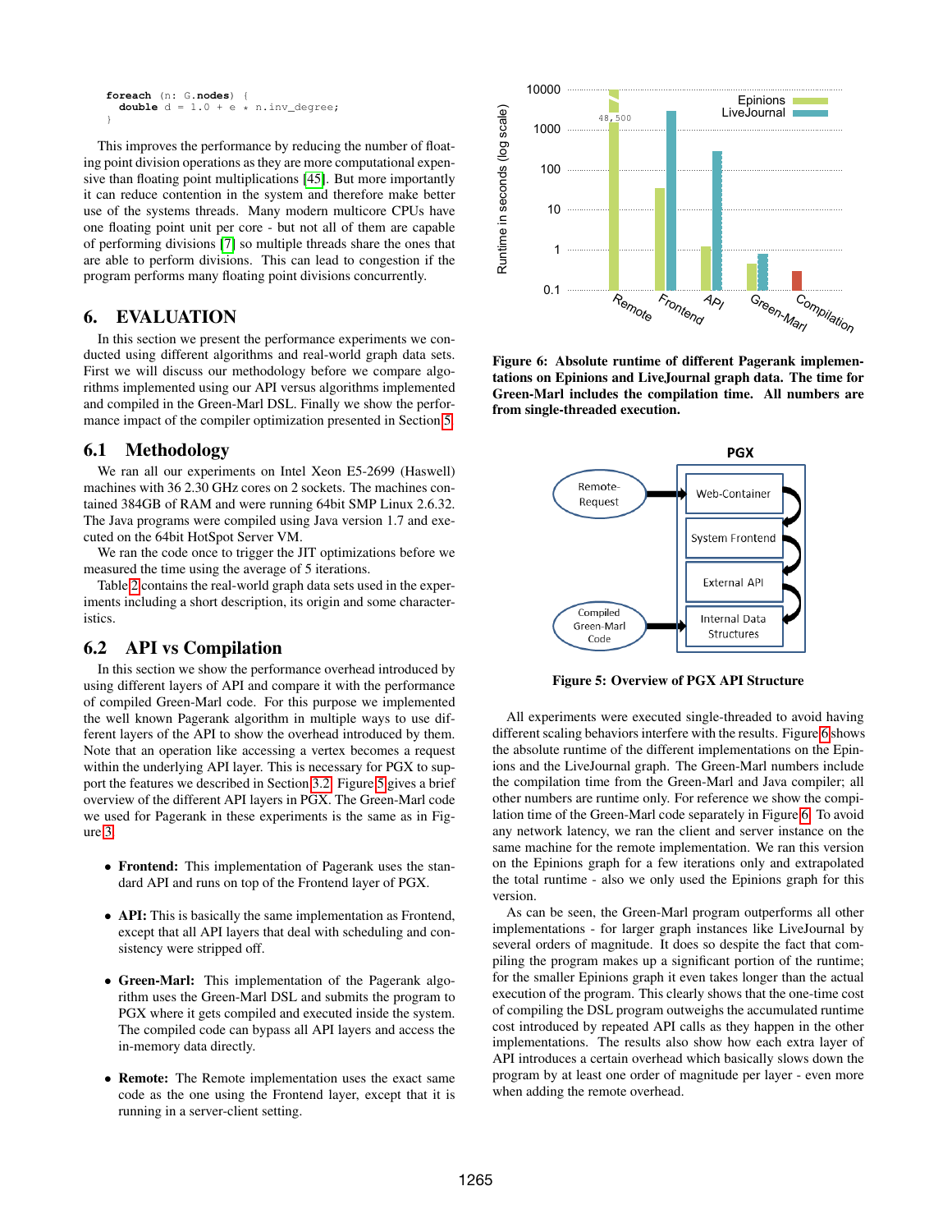```
foreach (n: G.nodes) {
  double d = 1.0 + e * n.inv_degree;
}
```

This improves the performance by reducing the number of floating point division operations as they are more computational expensive than floating point multiplications [45]. But more importantly it can reduce contention in the system and therefore make better use of the systems threads. Many modern multicore CPUs have one floating point unit per core - but not all of them are capable of performing divisions [7] so multiple threads share the ones that are able to perform divisions. This can lead to congestion if the program performs many floating point divisions concurrently.

# 6. EVALUATION

In this section we present the performance experiments we conducted using different algorithms and real-world graph data sets. First we will discuss our methodology before we compare algorithms implemented using our API versus algorithms implemented and compiled in the Green-Marl DSL. Finally we show the performance impact of the compiler optimization presented in Section 5.

## 6.1 Methodology

We ran all our experiments on Intel Xeon E5-2699 (Haswell) machines with 36 2.30 GHz cores on 2 sockets. The machines contained 384GB of RAM and were running 64bit SMP Linux 2.6.32. The Java programs were compiled using Java version 1.7 and executed on the 64bit HotSpot Server VM.

We ran the code once to trigger the JIT optimizations before we measured the time using the average of 5 iterations.

Table 2 contains the real-world graph data sets used in the experiments including a short description, its origin and some characteristics.

## 6.2 API vs Compilation

In this section we show the performance overhead introduced by using different layers of API and compare it with the performance of compiled Green-Marl code. For this purpose we implemented the well known Pagerank algorithm in multiple ways to use different layers of the API to show the overhead introduced by them. Note that an operation like accessing a vertex becomes a request within the underlying API layer. This is necessary for PGX to support the features we described in Section 3.2. Figure 5 gives a brief overview of the different API layers in PGX. The Green-Marl code we used for Pagerank in these experiments is the same as in Figure 3.

- **Frontend:** This implementation of Pagerank uses the standard API and runs on top of the Frontend layer of PGX.
- **API:** This is basically the same implementation as Frontend, except that all API layers that deal with scheduling and consistency were stripped off.
- **Green-Marl:** This implementation of the Pagerank algorithm uses the Green-Marl DSL and submits the program to PGX where it gets compiled and executed inside the system. The compiled code can bypass all API layers and access the in-memory data directly.
- **Remote:** The Remote implementation uses the exact same code as the one using the Frontend layer, except that it is running in a server-client setting.

**Figure 6: Absolute runtime of different Pagerank implementations on Epinions and LiveJournal graph data. The time for Green-Marl includes the compilation time. All numbers are from single-threaded execution.**

**Figure 5: Overview of PGX API Structure**

All experiments were executed single-threaded to avoid having different scaling behaviors interfere with the results. Figure 6 shows the absolute runtime of the different implementations on the Epinions and the LiveJournal graph. The Green-Marl numbers include the compilation time from the Green-Marl and Java compiler; all other numbers are runtime only. For reference we show the compilation time of the Green-Marl code separately in Figure 6. To avoid any network latency, we ran the client and server instance on the same machine for the remote implementation. We ran this version on the Epinions graph for a few iterations only and extrapolated the total runtime - also we only used the Epinions graph for this version.

As can be seen, the Green-Marl program outperforms all other implementations - for larger graph instances like LiveJournal by several orders of magnitude. It does so despite the fact that compiling the program makes up a significant portion of the runtime; for the smaller Epinions graph it even takes longer than the actual execution of the program. This clearly shows that the one-time cost of compiling the DSL program outweighs the accumulated runtime cost introduced by repeated API calls as they happen in the other implementations. The results also show how each extra layer of API introduces a certain overhead which basically slows down the program by at least one order of magnitude per layer - even more when adding the remote overhead.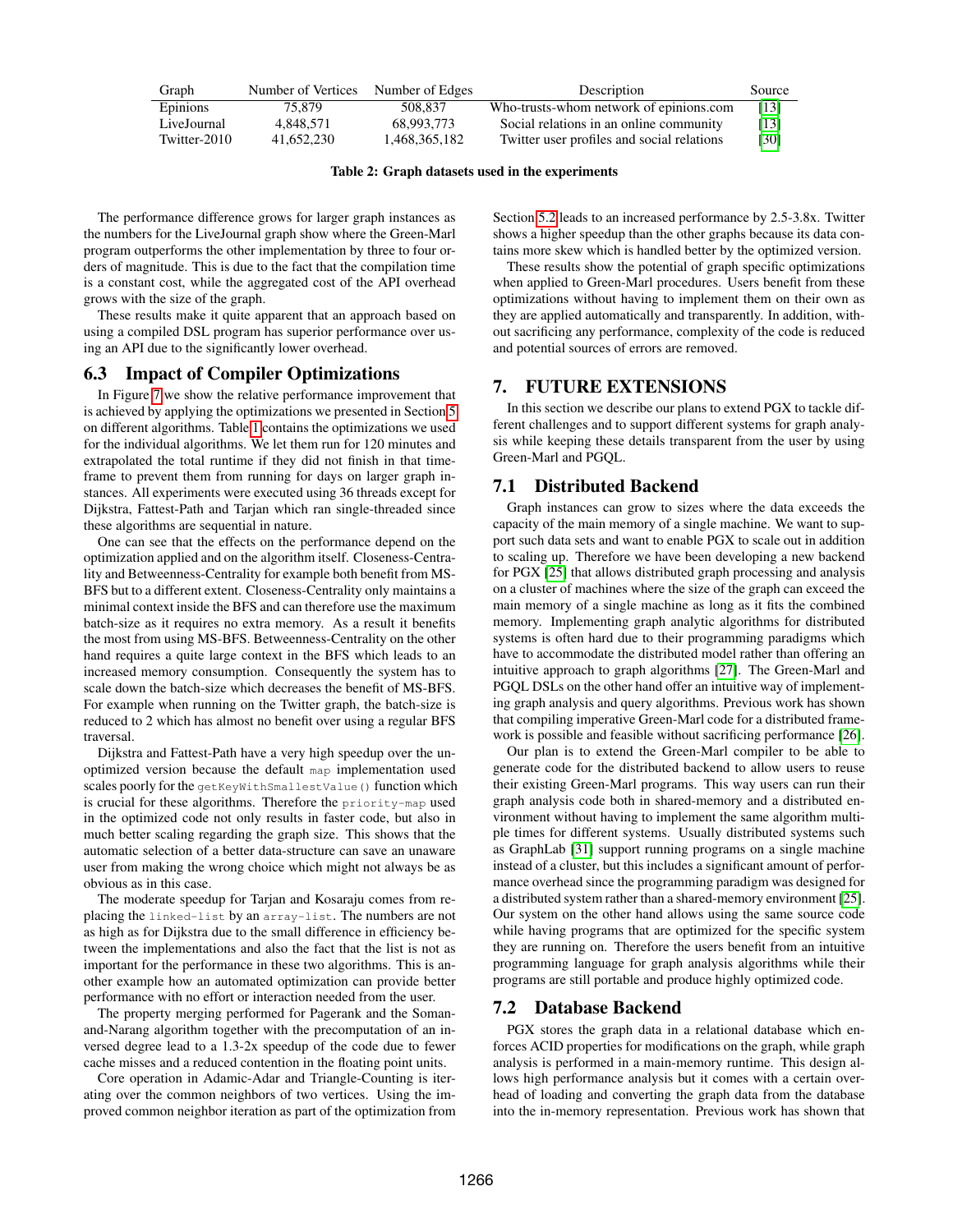| Graph | Number of Vertices | Number of Edges | Description | Source |
|---|---|---|---|---|
| Epinions | 75,879 | 508,837 | Who-trusts-whom network of epinions.com | [13] |
| LiveJournal | 4,848,571 | 68,993,773 | Social relations in an online community | [13] |
| Twitter-2010 | 41,652,230 | 1,468,365,182 | Twitter user profiles and social relations | [30] |

**Table 2: Graph datasets used in the experiments**

The performance difference grows for larger graph instances as the numbers for the LiveJournal graph show where the Green-Marl program outperforms the other implementation by three to four orders of magnitude. This is due to the fact that the compilation time is a constant cost, while the aggregated cost of the API overhead grows with the size of the graph.

These results make it quite apparent that an approach based on using a compiled DSL program has superior performance over using an API due to the significantly lower overhead.

### 6.3 Impact of Compiler Optimizations

In Figure 7 we show the relative performance improvement that is achieved by applying the optimizations we presented in Section 5 on different algorithms. Table 1 contains the optimizations we used for the individual algorithms. We let them run for 120 minutes and extrapolated the total runtime if they did not finish in that timeframe to prevent them from running for days on larger graph instances. All experiments were executed using 36 threads except for Dijkstra, Fattest-Path and Tarjan which ran single-threaded since these algorithms are sequential in nature.

One can see that the effects on the performance depend on the optimization applied and on the algorithm itself. Closeness-Centrality and Betweenness-Centrality for example both benefit from MS-BFS but to a different extent. Closeness-Centrality only maintains a minimal context inside the BFS and can therefore use the maximum batch-size as it requires no extra memory. As a result it benefits the most from using MS-BFS. Betweenness-Centrality on the other hand requires a quite large context in the BFS which leads to an increased memory consumption. Consequently the system has to scale down the batch-size which decreases the benefit of MS-BFS. For example when running on the Twitter graph, the batch-size is reduced to 2 which has almost no benefit over using a regular BFS traversal.

Dijkstra and Fattest-Path have a very high speedup over the unoptimized version because the default `map` implementation used scales poorly for the `getKeyWithSmallestValue()` function which is crucial for these algorithms. Therefore the `priority-map` used in the optimized code not only results in faster code, but also in much better scaling regarding the graph size. This shows that the automatic selection of a better data-structure can save an unaware user from making the wrong choice which might not always be as obvious as in this case.

The moderate speedup for Tarjan and Kosaraju comes from replacing the `linked-list` by an `array-list`. The numbers are not as high as for Dijkstra due to the small difference in efficiency between the implementations and also the fact that the list is not as important for the performance in these two algorithms. This is another example how an automated optimization can provide better performance with no effort or interaction needed from the user.

The property merging performed for Pagerank and the Soman-and-Narang algorithm together with the precomputation of an inversed degree lead to a 1.3-2x speedup of the code due to fewer cache misses and a reduced contention in the floating point units.

Core operation in Adamic-Adar and Triangle-Counting is iterating over the common neighbors of two vertices. Using the improved common neighbor iteration as part of the optimization from Section 5.2 leads to an increased performance by 2.5-3.8x. Twitter shows a higher speedup than the other graphs because its data contains more skew which is handled better by the optimized version.

These results show the potential of graph specific optimizations when applied to Green-Marl procedures. Users benefit from these optimizations without having to implement them on their own as they are applied automatically and transparently. In addition, without sacrificing any performance, complexity of the code is reduced and potential sources of errors are removed.

## 7. FUTURE EXTENSIONS

In this section we describe our plans to extend PGX to tackle different challenges and to support different systems for graph analysis while keeping these details transparent from the user by using Green-Marl and PGQL.

### 7.1 Distributed Backend

Graph instances can grow to sizes where the data exceeds the capacity of the main memory of a single machine. We want to support such data sets and want to enable PGX to scale out in addition to scaling up. Therefore we have been developing a new backend for PGX [25] that allows distributed graph processing and analysis on a cluster of machines where the size of the graph can exceed the main memory of a single machine as long as it fits the combined memory. Implementing graph analytic algorithms for distributed systems is often hard due to their programming paradigms which have to accommodate the distributed model rather than offering an intuitive approach to graph algorithms [27]. The Green-Marl and PGQL DSLs on the other hand offer an intuitive way of implementing graph analysis and query algorithms. Previous work has shown that compiling imperative Green-Marl code for a distributed framework is possible and feasible without sacrificing performance [26].

Our plan is to extend the Green-Marl compiler to be able to generate code for the distributed backend to allow users to reuse their existing Green-Marl programs. This way users can run their graph analysis code both in shared-memory and a distributed environment without having to implement the same algorithm multiple times for different systems. Usually distributed systems such as GraphLab [31] support running programs on a single machine instead of a cluster, but this includes a significant amount of performance overhead since the programming paradigm was designed for a distributed system rather than a shared-memory environment [25]. Our system on the other hand allows using the same source code while having programs that are optimized for the specific system they are running on. Therefore the users benefit from an intuitive programming language for graph analysis algorithms while their programs are still portable and produce highly optimized code.

### 7.2 Database Backend

PGX stores the graph data in a relational database which enforces ACID properties for modifications on the graph, while graph analysis is performed in a main-memory runtime. This design allows high performance analysis but it comes with a certain overhead of loading and converting the graph data from the database into the in-memory representation. Previous work has shown that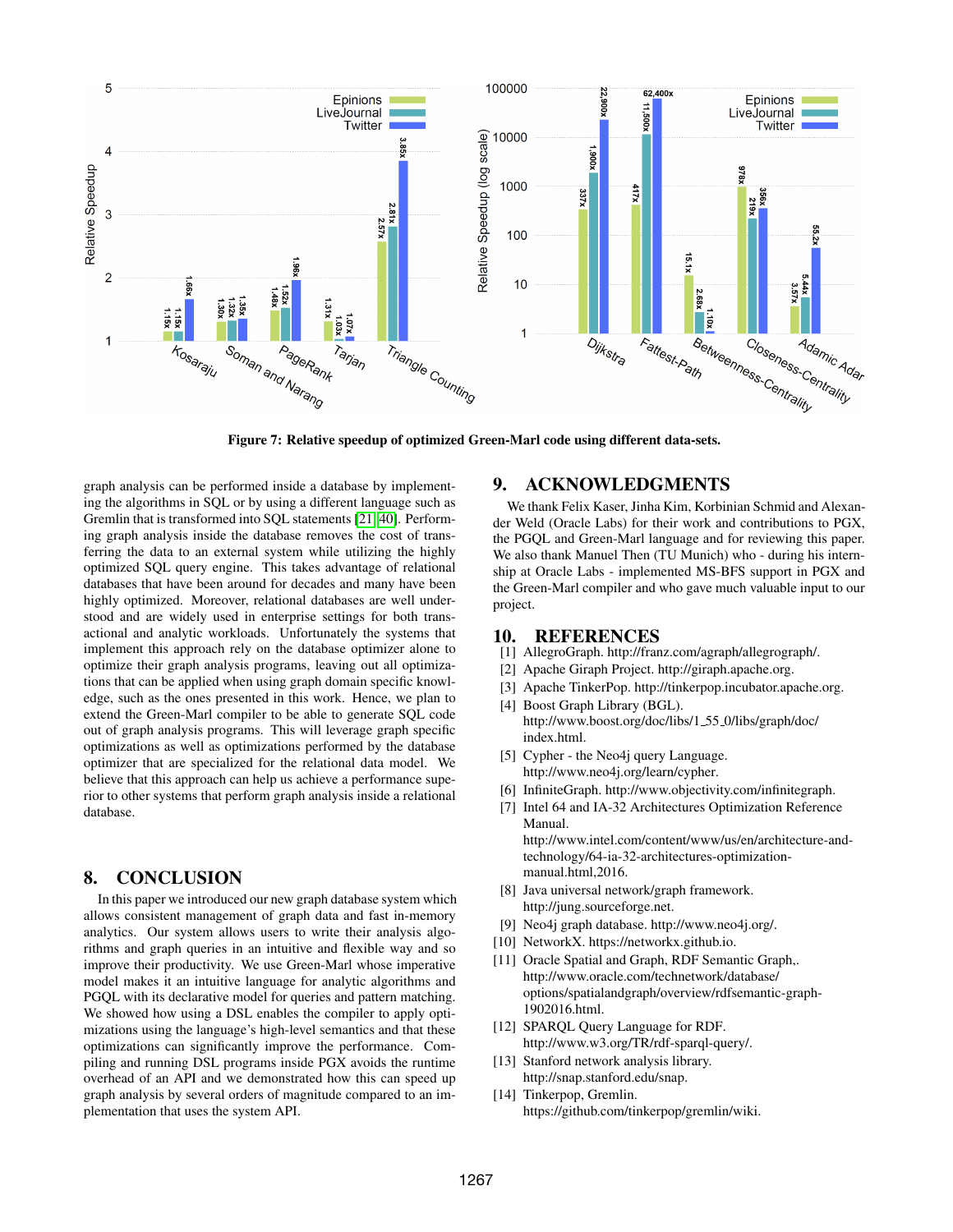Relative Speedup

5
4
3
2
1

Epinions
LiveJournal
Twitter

1.15x 1.15x 1.66x
1.30x 1.32x 1.35x
1.48x 1.52x 1.96x
1.31x 1.03x 1.07x
2.57x 2.81x 3.85x

Kosaraju
Soman and Narang
PageRank
Tarjan
Triangle Counting

Relative Speedup (log scale)

100000
10000
1000
100
10
1

Epinions
LiveJournal
Twitter

337x 1,900x 22,900x
417x 11,500x 62,400x
15.1x 2.68x 1.10x
978x 219x 356x
3.57x 5.44x 55.2x

Dijkstra
Fattest-Path
Betweenness-Centrality
Closeness-Centrality
Adamic Adar

**Figure 7: Relative speedup of optimized Green-Marl code using different data-sets.**

graph analysis can be performed inside a database by implementing the algorithms in SQL or by using a different language such as Gremlin that is transformed into SQL statements [21][40]. Performing graph analysis inside the database removes the cost of transferring the data to an external system while utilizing the highly optimized SQL query engine. This takes advantage of relational databases that have been around for decades and many have been highly optimized. Moreover, relational databases are well understood and are widely used in enterprise settings for both transactional and analytic workloads. Unfortunately the systems that implement this approach rely on the database optimizer alone to optimize their graph analysis programs, leaving out all optimizations that can be applied when using graph domain specific knowledge, such as the ones presented in this work. Hence, we plan to extend the Green-Marl compiler to be able to generate SQL code out of graph analysis programs. This will leverage graph specific optimizations as well as optimizations performed by the database optimizer that are specialized for the relational data model. We believe that this approach can help us achieve a performance superior to other systems that perform graph analysis inside a relational database.

## 8. CONCLUSION

In this paper we introduced our new graph database system which allows consistent management of graph data and fast in-memory analytics. Our system allows users to write their analysis algorithms and graph queries in an intuitive and flexible way and so improve their productivity. We use Green-Marl whose imperative model makes it an intuitive language for analytic algorithms and PGQL with its declarative model for queries and pattern matching. We showed how using a DSL enables the compiler to apply optimizations using the language's high-level semantics and that these optimizations can significantly improve the performance. Compiling and running DSL programs inside PGX avoids the runtime overhead of an API and we demonstrated how this can speed up graph analysis by several orders of magnitude compared to an implementation that uses the system API.

## 9. ACKNOWLEDGMENTS

We thank Felix Kaser, Jinha Kim, Korbinian Schmid and Alexander Weld (Oracle Labs) for their work and contributions to PGX, the PGQL and Green-Marl language and for reviewing this paper. We also thank Manuel Then (TU Munich) who - during his internship at Oracle Labs - implemented MS-BFS support in PGX and the Green-Marl compiler and who gave much valuable input to our project.

## 10. REFERENCES

[1] AllegroGraph. http://franz.com/agraph/allegrograph/.
[2] Apache Giraph Project. http://giraph.apache.org.
[3] Apache TinkerPop. http://tinkerpop.incubator.apache.org.
[4] Boost Graph Library (BGL). http://www.boost.org/doc/libs/1_55_0/libs/graph/doc/index.html.
[5] Cypher - the Neo4j query Language. http://www.neo4j.org/learn/cypher.
[6] InfiniteGraph. http://www.objectivity.com/infinitegraph.
[7] Intel 64 and IA-32 Architectures Optimization Reference Manual. http://www.intel.com/content/www/us/en/architecture-and-technology/64-ia-32-architectures-optimization-manual.html,2016.
[8] Java universal network/graph framework. http://jung.sourceforge.net.
[9] Neo4j graph database. http://www.neo4j.org/.
[10] NetworkX. https://networkx.github.io.
[11] Oracle Spatial and Graph, RDF Semantic Graph,. http://www.oracle.com/technetwork/database/options/spatialandgraph/overview/rdfsemantic-graph-1902016.html.
[12] SPARQL Query Language for RDF. http://www.w3.org/TR/rdf-sparql-query/.
[13] Stanford network analysis library. http://snap.stanford.edu/snap.
[14] Tinkerpop, Gremlin. https://github.com/tinkerpop/gremlin/wiki.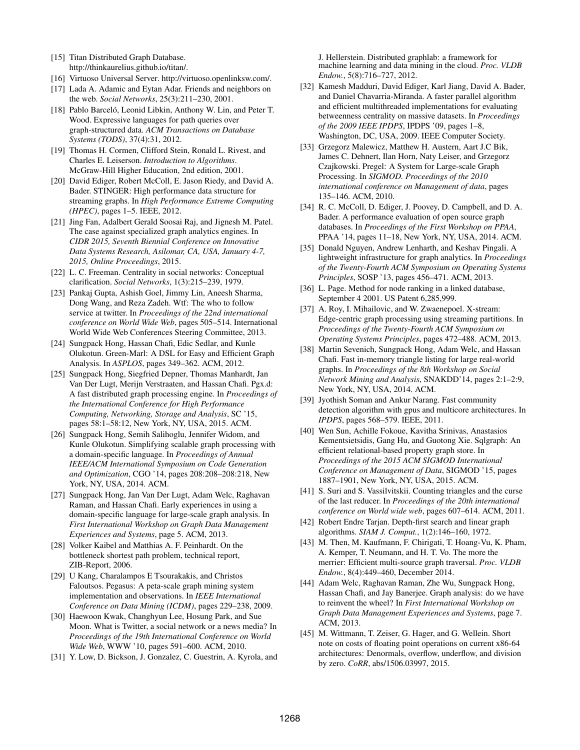[15] Titan Distributed Graph Database. http://thinkaurelius.github.io/titan/.

[16] Virtuoso Universal Server. http://virtuoso.openlinksw.com/.

[17] Lada A. Adamic and Eytan Adar. Friends and neighbors on the web. *Social Networks*, 25(3):211–230, 2001.

[18] Pablo Barceló, Leonid Libkin, Anthony W. Lin, and Peter T. Wood. Expressive languages for path queries over graph-structured data. *ACM Transactions on Database Systems (TODS)*, 37(4):31, 2012.

[19] Thomas H. Cormen, Clifford Stein, Ronald L. Rivest, and Charles E. Leiserson. *Introduction to Algorithms*. McGraw-Hill Higher Education, 2nd edition, 2001.

[20] David Ediger, Robert McColl, E. Jason Riedy, and David A. Bader. STINGER: High performance data structure for streaming graphs. In *High Performance Extreme Computing (HPEC)*, pages 1–5. IEEE, 2012.

[21] Jing Fan, Adalbert Gerald Soosai Raj, and Jignesh M. Patel. The case against specialized graph analytics engines. In *CIDR 2015, Seventh Biennial Conference on Innovative Data Systems Research, Asilomar, CA, USA, January 4-7, 2015, Online Proceedings*, 2015.

[22] L. C. Freeman. Centrality in social networks: Conceptual clarification. *Social Networks*, 1(3):215–239, 1979.

[23] Pankaj Gupta, Ashish Goel, Jimmy Lin, Aneesh Sharma, Dong Wang, and Reza Zadeh. Wtf: The who to follow service at twitter. In *Proceedings of the 22nd international conference on World Wide Web*, pages 505–514. International World Wide Web Conferences Steering Committee, 2013.

[24] Sungpack Hong, Hassan Chafi, Edic Sedlar, and Kunle Olukotun. Green-Marl: A DSL for Easy and Efficient Graph Analysis. In *ASPLOS*, pages 349–362. ACM, 2012.

[25] Sungpack Hong, Siegfried Depner, Thomas Manhardt, Jan Van Der Lugt, Merijn Verstraaten, and Hassan Chafi. Pgx.d: A fast distributed graph processing engine. In *Proceedings of the International Conference for High Performance Computing, Networking, Storage and Analysis*, SC '15, pages 58:1–58:12, New York, NY, USA, 2015. ACM.

[26] Sungpack Hong, Semih Salihoglu, Jennifer Widom, and Kunle Olukotun. Simplifying scalable graph processing with a domain-specific language. In *Proceedings of Annual IEEE/ACM International Symposium on Code Generation and Optimization*, CGO '14, pages 208:208–208:218, New York, NY, USA, 2014. ACM.

[27] Sungpack Hong, Jan Van Der Lugt, Adam Welc, Raghavan Raman, and Hassan Chafi. Early experiences in using a domain-specific language for large-scale graph analysis. In *First International Workshop on Graph Data Management Experiences and Systems*, page 5. ACM, 2013.

[28] Volker Kaibel and Matthias A. F. Peinhardt. On the bottleneck shortest path problem, technical report, ZIB-Report, 2006.

[29] U Kang, Charalampos E Tsourakakis, and Christos Faloutsos. Pegasus: A peta-scale graph mining system implementation and observations. In *IEEE International Conference on Data Mining (ICDM)*, pages 229–238, 2009.

[30] Haewoon Kwak, Changhyun Lee, Hosung Park, and Sue Moon. What is Twitter, a social network or a news media? In *Proceedings of the 19th International Conference on World Wide Web*, WWW '10, pages 591–600. ACM, 2010.

[31] Y. Low, D. Bickson, J. Gonzalez, C. Guestrin, A. Kyrola, and J. Hellerstein. Distributed graphlab: a framework for machine learning and data mining in the cloud. *Proc. VLDB Endow.*, 5(8):716–727, 2012.

[32] Kamesh Madduri, David Ediger, Karl Jiang, David A. Bader, and Daniel Chavarria-Miranda. A faster parallel algorithm and efficient multithreaded implementations for evaluating betweenness centrality on massive datasets. In *Proceedings of the 2009 IEEE IPDPS*, IPDPS '09, pages 1–8, Washington, DC, USA, 2009. IEEE Computer Society.

[33] Grzegorz Malewicz, Matthew H. Austern, Aart J.C Bik, James C. Dehnert, Ilan Horn, Naty Leiser, and Grzegorz Czajkowski. Pregel: A System for Large-scale Graph Processing. In *SIGMOD. Proceedings of the 2010 international conference on Management of data*, pages 135–146. ACM, 2010.

[34] R. C. McColl, D. Ediger, J. Poovey, D. Campbell, and D. A. Bader. A performance evaluation of open source graph databases. In *Proceedings of the First Workshop on PPAA*, PPAA '14, pages 11–18, New York, NY, USA, 2014. ACM.

[35] Donald Nguyen, Andrew Lenharth, and Keshav Pingali. A lightweight infrastructure for graph analytics. In *Proceedings of the Twenty-Fourth ACM Symposium on Operating Systems Principles*, SOSP '13, pages 456–471. ACM, 2013.

[36] L. Page. Method for node ranking in a linked database, September 4 2001. US Patent 6,285,999.

[37] A. Roy, I. Mihailovic, and W. Zwaenepoel. X-stream: Edge-centric graph processing using streaming partitions. In *Proceedings of the Twenty-Fourth ACM Symposium on Operating Systems Principles*, pages 472–488. ACM, 2013.

[38] Martin Sevenich, Sungpack Hong, Adam Welc, and Hassan Chafi. Fast in-memory triangle listing for large real-world graphs. In *Proceedings of the 8th Workshop on Social Network Mining and Analysis*, SNAKDD'14, pages 2:1–2:9, New York, NY, USA, 2014. ACM.

[39] Jyothish Soman and Ankur Narang. Fast community detection algorithm with gpus and multicore architectures. In *IPDPS*, pages 568–579. IEEE, 2011.

[40] Wen Sun, Achille Fokoue, Kavitha Srinivas, Anastasios Kementsietsidis, Gang Hu, and Guotong Xie. Sqlgraph: An efficient relational-based property graph store. In *Proceedings of the 2015 ACM SIGMOD International Conference on Management of Data*, SIGMOD '15, pages 1887–1901, New York, NY, USA, 2015. ACM.

[41] S. Suri and S. Vassilvitskii. Counting triangles and the curse of the last reducer. In *Proceedings of the 20th international conference on World wide web*, pages 607–614. ACM, 2011.

[42] Robert Endre Tarjan. Depth-first search and linear graph algorithms. *SIAM J. Comput.*, 1(2):146–160, 1972.

[43] M. Then, M. Kaufmann, F. Chirigati, T. Hoang-Vu, K. Pham, A. Kemper, T. Neumann, and H. T. Vo. The more the merrier: Efficient multi-source graph traversal. *Proc. VLDB Endow.*, 8(4):449–460, December 2014.

[44] Adam Welc, Raghavan Raman, Zhe Wu, Sungpack Hong, Hassan Chafi, and Jay Banerjee. Graph analysis: do we have to reinvent the wheel? In *First International Workshop on Graph Data Management Experiences and Systems*, page 7. ACM, 2013.

[45] M. Wittmann, T. Zeiser, G. Hager, and G. Wellein. Short note on costs of floating point operations on current x86-64 architectures: Denormals, overflow, underflow, and division by zero. *CoRR*, abs/1506.03997, 2015.